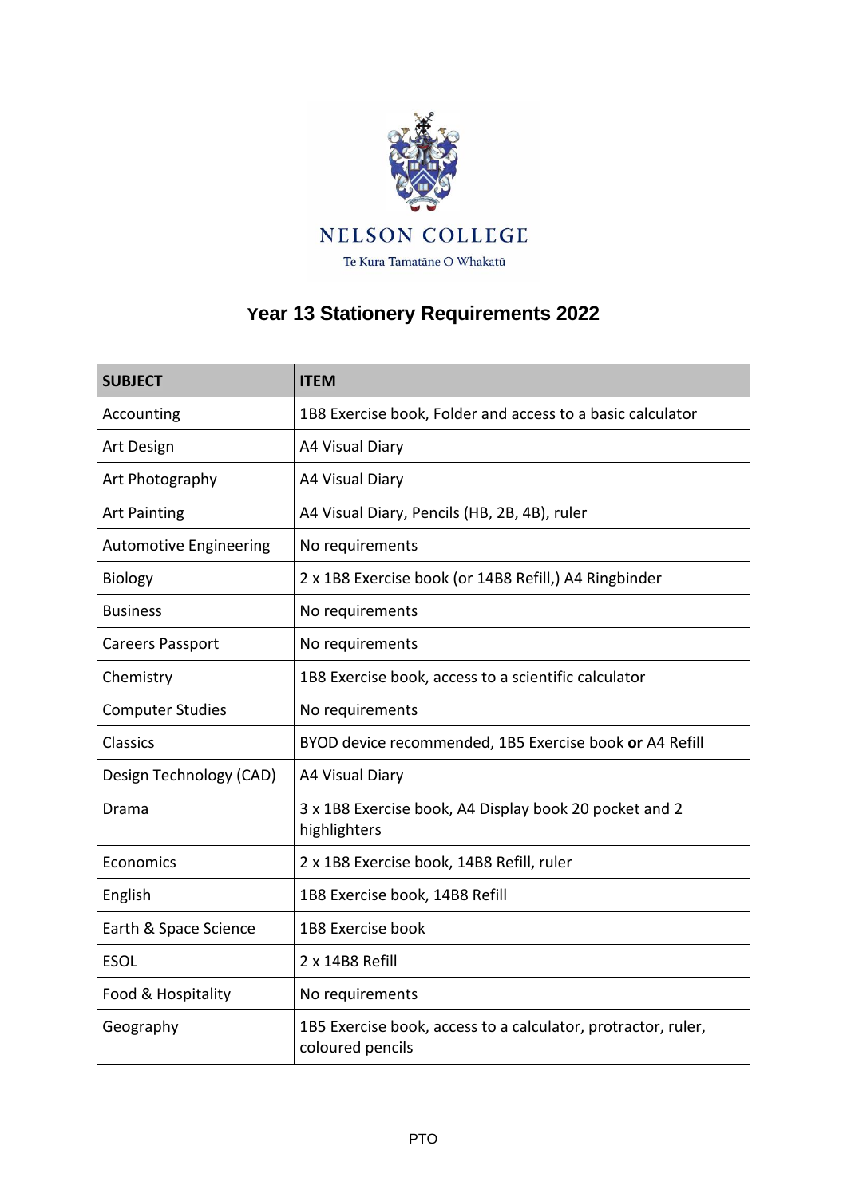NELSON COLLEGE

Te Kura Tamatāne O Whakatū

# Year 13 Stationery Requirements 2022

| SUBJECT | ITEM |
|---|---|
| Accounting | 1B8 Exercise book, Folder and access to a basic calculator |
| Art Design | A4 Visual Diary |
| Art Photography | A4 Visual Diary |
| Art Painting | A4 Visual Diary, Pencils (HB, 2B, 4B), ruler |
| Automotive Engineering | No requirements |
| Biology | 2 x 1B8 Exercise book (or 14B8 Refill,) A4 Ringbinder |
| Business | No requirements |
| Careers Passport | No requirements |
| Chemistry | 1B8 Exercise book, access to a scientific calculator |
| Computer Studies | No requirements |
| Classics | BYOD device recommended, 1B5 Exercise book **or** A4 Refill |
| Design Technology (CAD) | A4 Visual Diary |
| Drama | 3 x 1B8 Exercise book, A4 Display book 20 pocket and 2 highlighters |
| Economics | 2 x 1B8 Exercise book, 14B8 Refill, ruler |
| English | 1B8 Exercise book, 14B8 Refill |
| Earth & Space Science | 1B8 Exercise book |
| ESOL | 2 x 14B8 Refill |
| Food & Hospitality | No requirements |
| Geography | 1B5 Exercise book, access to a calculator, protractor, ruler, coloured pencils |

PTO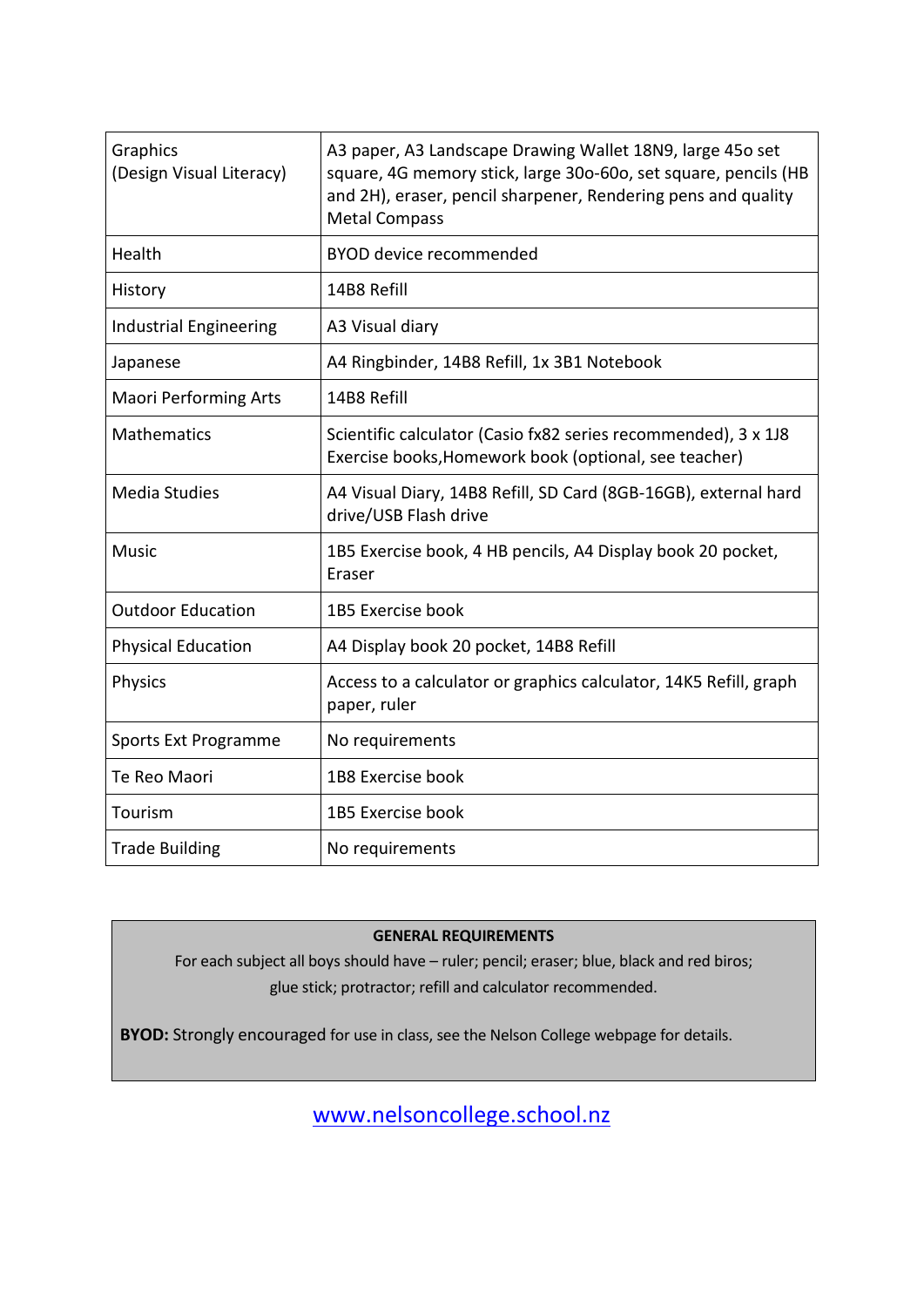| | |
|---|---|
| Graphics (Design Visual Literacy) | A3 paper, A3 Landscape Drawing Wallet 18N9, large 45o set square, 4G memory stick, large 30o-60o, set square, pencils (HB and 2H), eraser, pencil sharpener, Rendering pens and quality Metal Compass |
| Health | BYOD device recommended |
| History | 14B8 Refill |
| Industrial Engineering | A3 Visual diary |
| Japanese | A4 Ringbinder, 14B8 Refill, 1x 3B1 Notebook |
| Maori Performing Arts | 14B8 Refill |
| Mathematics | Scientific calculator (Casio fx82 series recommended), 3 x 1J8 Exercise books,Homework book (optional, see teacher) |
| Media Studies | A4 Visual Diary, 14B8 Refill, SD Card (8GB-16GB), external hard drive/USB Flash drive |
| Music | 1B5 Exercise book, 4 HB pencils, A4 Display book 20 pocket, Eraser |
| Outdoor Education | 1B5 Exercise book |
| Physical Education | A4 Display book 20 pocket, 14B8 Refill |
| Physics | Access to a calculator or graphics calculator, 14K5 Refill, graph paper, ruler |
| Sports Ext Programme | No requirements |
| Te Reo Maori | 1B8 Exercise book |
| Tourism | 1B5 Exercise book |
| Trade Building | No requirements |

**GENERAL REQUIREMENTS**

For each subject all boys should have – ruler; pencil; eraser; blue, black and red biros; glue stick; protractor; refill and calculator recommended.

**BYOD:** Strongly encouraged for use in class, see the Nelson College webpage for details.

www.nelsoncollege.school.nz